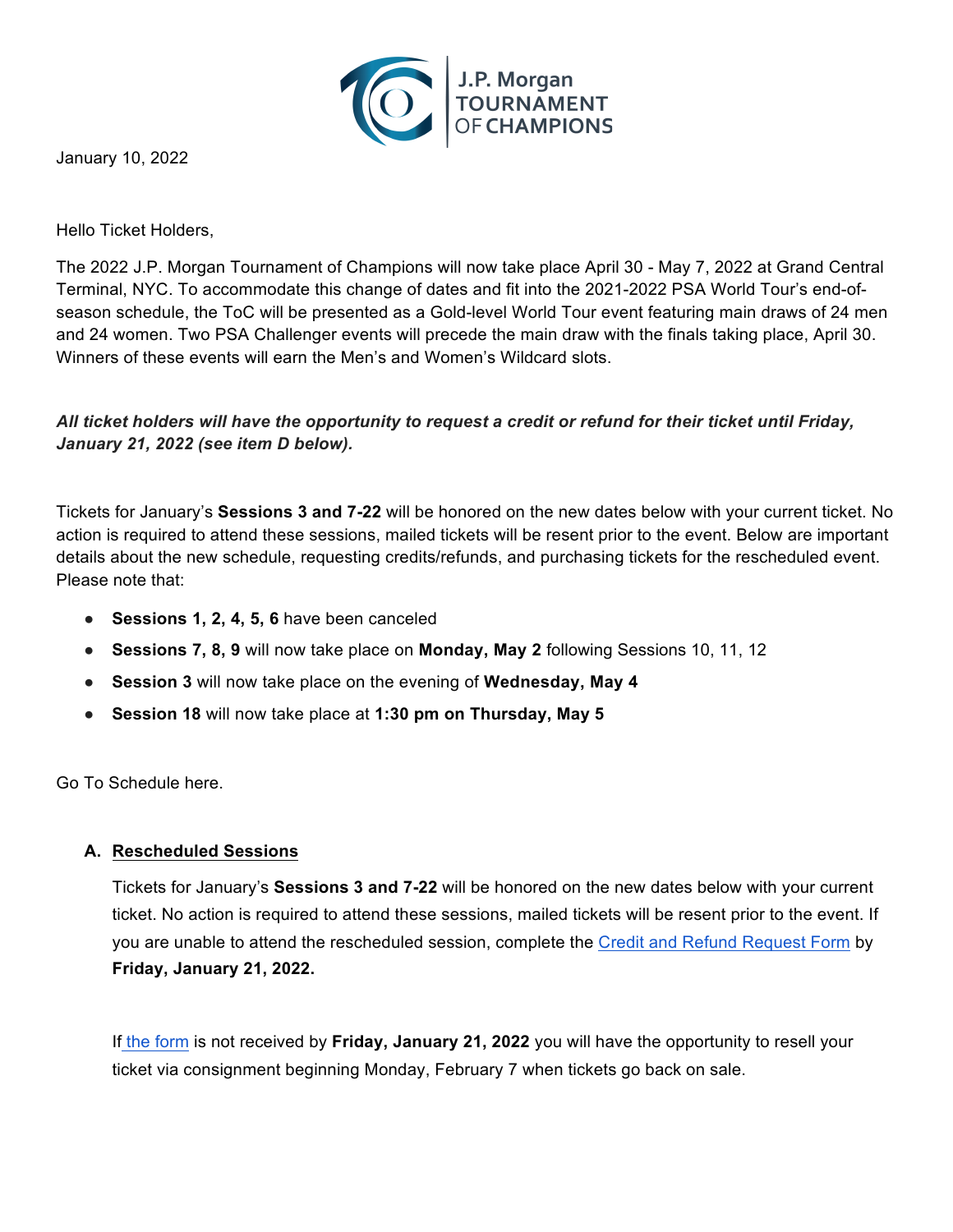J.P. Morgan TOURNAMENT OF CHAMPIONS

January 10, 2022

Hello Ticket Holders,

The 2022 J.P. Morgan Tournament of Champions will now take place April 30 - May 7, 2022 at Grand Central Terminal, NYC. To accommodate this change of dates and fit into the 2021-2022 PSA World Tour's end-of-season schedule, the ToC will be presented as a Gold-level World Tour event featuring main draws of 24 men and 24 women. Two PSA Challenger events will precede the main draw with the finals taking place, April 30. Winners of these events will earn the Men's and Women's Wildcard slots.

***All ticket holders will have the opportunity to request a credit or refund for their ticket until Friday, January 21, 2022 (see item D below).***

Tickets for January's **Sessions 3 and 7-22** will be honored on the new dates below with your current ticket. No action is required to attend these sessions, mailed tickets will be resent prior to the event. Below are important details about the new schedule, requesting credits/refunds, and purchasing tickets for the rescheduled event. Please note that:

- **Sessions 1, 2, 4, 5, 6** have been canceled
- **Sessions 7, 8, 9** will now take place on **Monday, May 2** following Sessions 10, 11, 12
- **Session 3** will now take place on the evening of **Wednesday, May 4**
- **Session 18** will now take place at **1:30 pm on Thursday, May 5**

Go To Schedule here.

### A. Rescheduled Sessions

Tickets for January's **Sessions 3 and 7-22** will be honored on the new dates below with your current ticket. No action is required to attend these sessions, mailed tickets will be resent prior to the event. If you are unable to attend the rescheduled session, complete the Credit and Refund Request Form by **Friday, January 21, 2022.**

If the form is not received by **Friday, January 21, 2022** you will have the opportunity to resell your ticket via consignment beginning Monday, February 7 when tickets go back on sale.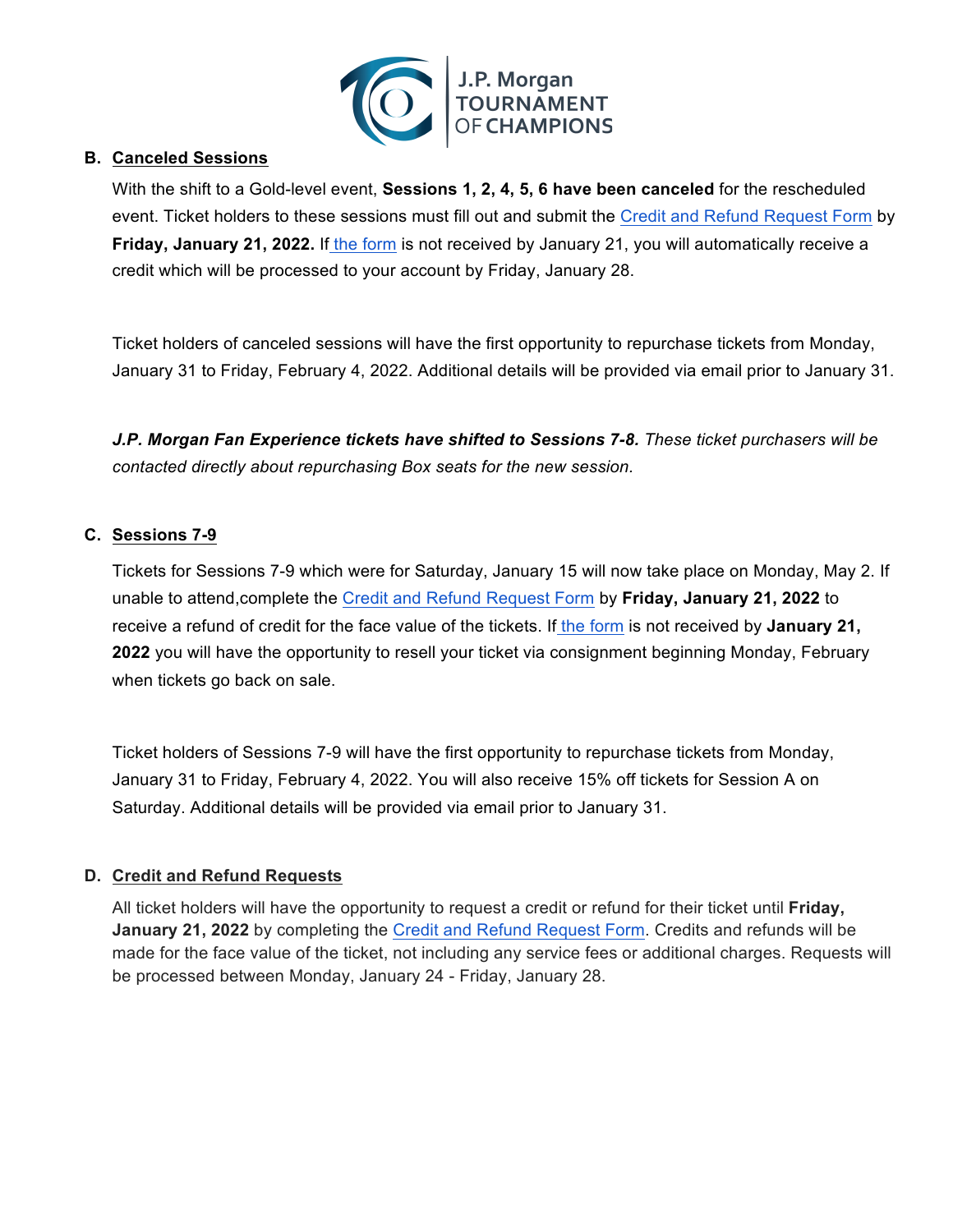**B. Canceled Sessions**

With the shift to a Gold-level event, **Sessions 1, 2, 4, 5, 6 have been canceled** for the rescheduled event. Ticket holders to these sessions must fill out and submit the Credit and Refund Request Form by **Friday, January 21, 2022.** If the form is not received by January 21, you will automatically receive a credit which will be processed to your account by Friday, January 28.

Ticket holders of canceled sessions will have the first opportunity to repurchase tickets from Monday, January 31 to Friday, February 4, 2022. Additional details will be provided via email prior to January 31.

***J.P. Morgan Fan Experience tickets have shifted to Sessions 7-8.*** *These ticket purchasers will be contacted directly about repurchasing Box seats for the new session.*

**C. Sessions 7-9**

Tickets for Sessions 7-9 which were for Saturday, January 15 will now take place on Monday, May 2. If unable to attend,complete the Credit and Refund Request Form by **Friday, January 21, 2022** to receive a refund of credit for the face value of the tickets. If the form is not received by **January 21, 2022** you will have the opportunity to resell your ticket via consignment beginning Monday, February when tickets go back on sale.

Ticket holders of Sessions 7-9 will have the first opportunity to repurchase tickets from Monday, January 31 to Friday, February 4, 2022. You will also receive 15% off tickets for Session A on Saturday. Additional details will be provided via email prior to January 31.

**D. Credit and Refund Requests**

All ticket holders will have the opportunity to request a credit or refund for their ticket until **Friday, January 21, 2022** by completing the Credit and Refund Request Form. Credits and refunds will be made for the face value of the ticket, not including any service fees or additional charges. Requests will be processed between Monday, January 24 - Friday, January 28.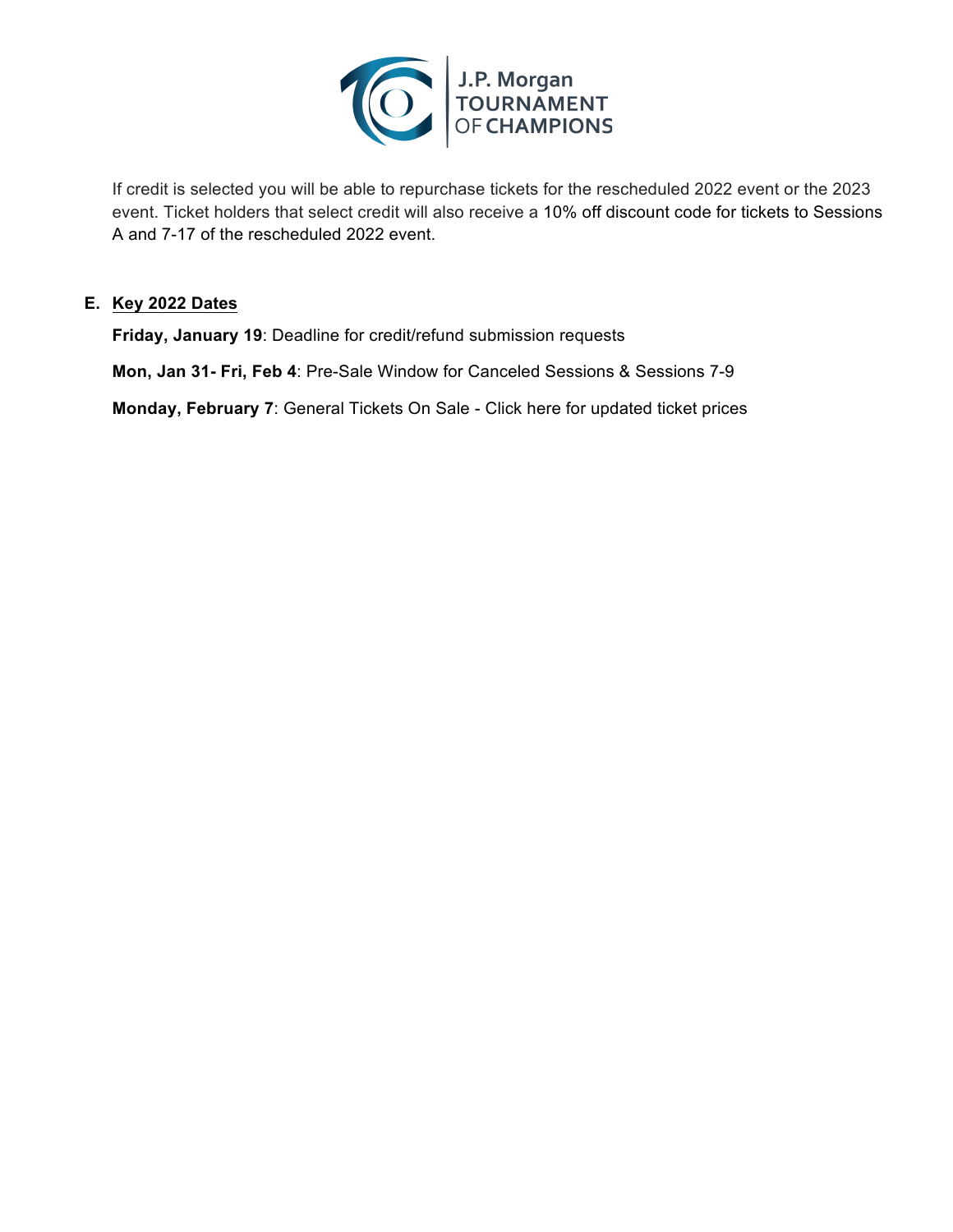If credit is selected you will be able to repurchase tickets for the rescheduled 2022 event or the 2023 event. Ticket holders that select credit will also receive a 10% off discount code for tickets to Sessions A and 7-17 of the rescheduled 2022 event.

## E. Key 2022 Dates

**Friday, January 19**: Deadline for credit/refund submission requests

**Mon, Jan 31- Fri, Feb 4**: Pre-Sale Window for Canceled Sessions & Sessions 7-9

**Monday, February 7**: General Tickets On Sale - Click here for updated ticket prices